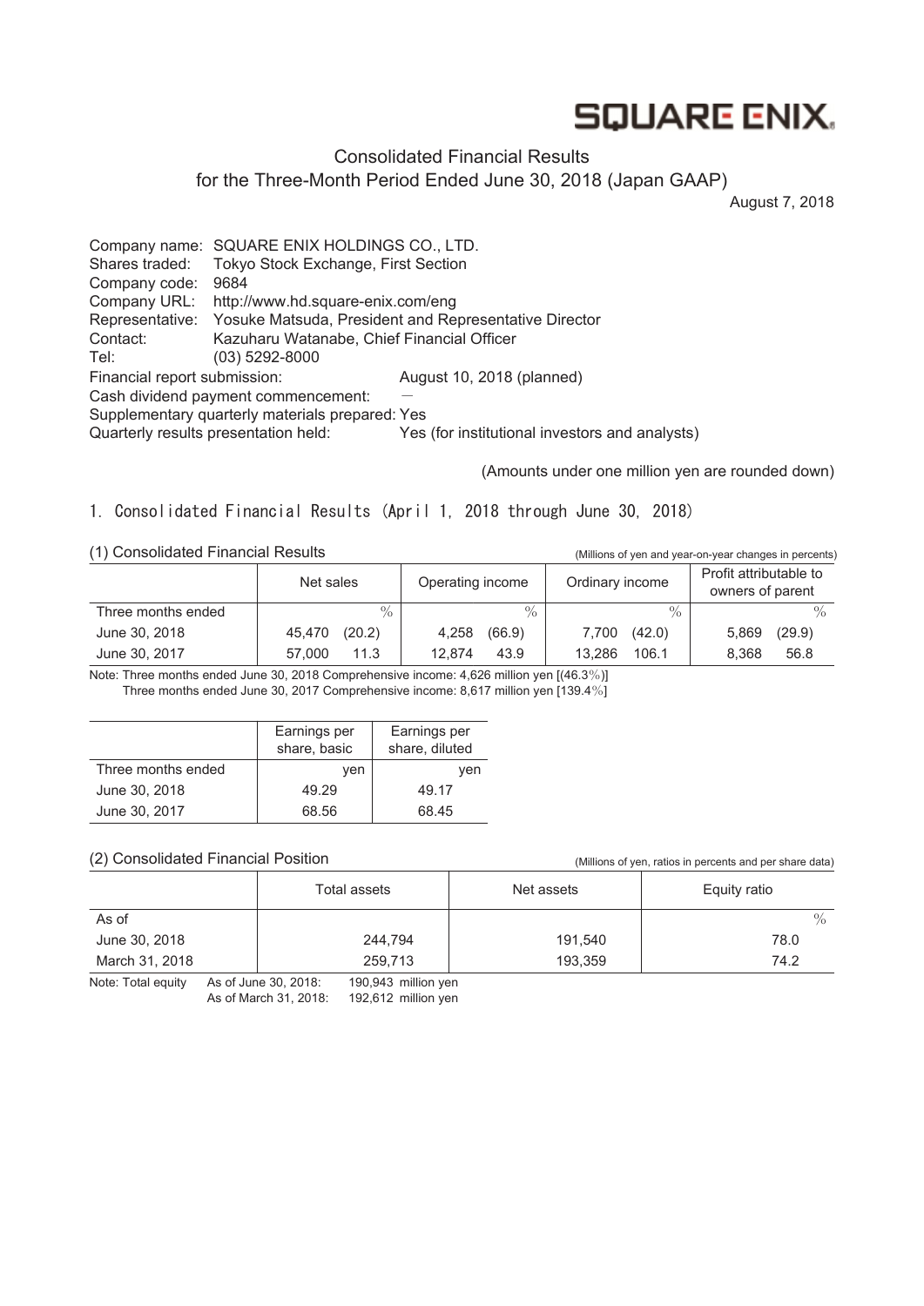SQUARE ENIX

# Consolidated Financial Results
## for the Three-Month Period Ended June 30, 2018 (Japan GAAP)

August 7, 2018

Company name: SQUARE ENIX HOLDINGS CO., LTD.
Shares traded: Tokyo Stock Exchange, First Section
Company code: 9684
Company URL: http://www.hd.square-enix.com/eng
Representative: Yosuke Matsuda, President and Representative Director
Contact: Kazuharu Watanabe, Chief Financial Officer
Tel: (03) 5292-8000
Financial report submission: August 10, 2018 (planned)
Cash dividend payment commencement: —
Supplementary quarterly materials prepared: Yes
Quarterly results presentation held: Yes (for institutional investors and analysts)

(Amounts under one million yen are rounded down)

## 1. Consolidated Financial Results (April 1, 2018 through June 30, 2018)

### (1) Consolidated Financial Results

(Millions of yen and year-on-year changes in percents)

| | Net sales | | Operating income | | Ordinary income | | Profit attributable to owners of parent | |
|---|---|---|---|---|---|---|---|---|
| Three months ended | | % | | % | | % | | % |
| June 30, 2018 | 45,470 | (20.2) | 4,258 | (66.9) | 7,700 | (42.0) | 5,869 | (29.9) |
| June 30, 2017 | 57,000 | 11.3 | 12,874 | 43.9 | 13,286 | 106.1 | 8,368 | 56.8 |

Note: Three months ended June 30, 2018 Comprehensive income: 4,626 million yen [(46.3%)]
Three months ended June 30, 2017 Comprehensive income: 8,617 million yen [139.4%]

| | Earnings per share, basic | Earnings per share, diluted |
|---|---|---|
| Three months ended | yen | yen |
| June 30, 2018 | 49.29 | 49.17 |
| June 30, 2017 | 68.56 | 68.45 |

### (2) Consolidated Financial Position

(Millions of yen, ratios in percents and per share data)

| | Total assets | Net assets | Equity ratio |
|---|---|---|---|
| As of | | | % |
| June 30, 2018 | 244,794 | 191,540 | 78.0 |
| March 31, 2018 | 259,713 | 193,359 | 74.2 |

Note: Total equity As of June 30, 2018: 190,943 million yen
As of March 31, 2018: 192,612 million yen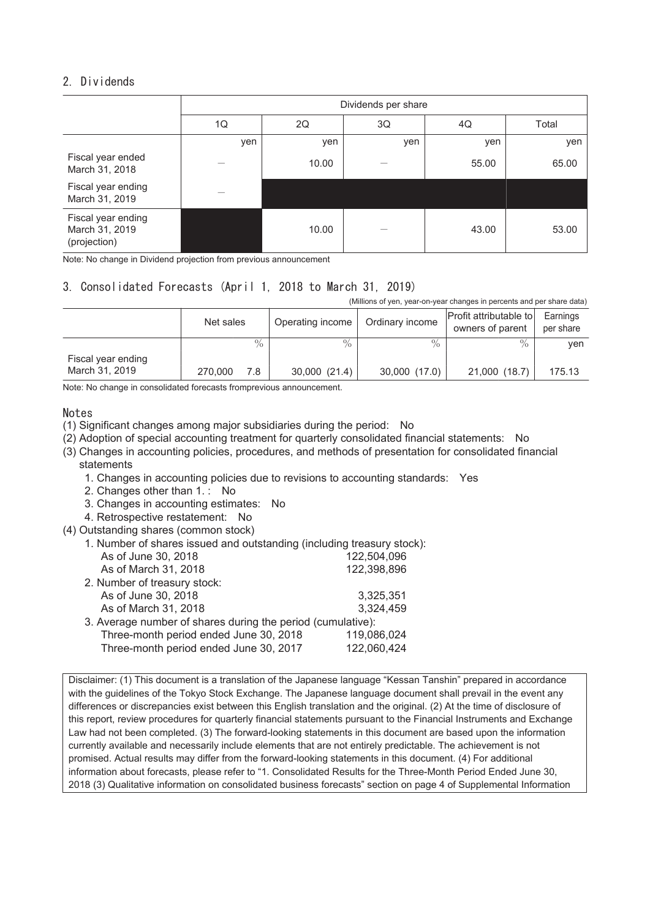## 2. Dividends

| | Dividends per share | | | | |
|---|---|---|---|---|---|
| | 1Q | 2Q | 3Q | 4Q | Total |
| | yen | yen | yen | yen | yen |
| Fiscal year ended March 31, 2018 | — | 10.00 | — | 55.00 | 65.00 |
| Fiscal year ending March 31, 2019 | — | | | | |
| Fiscal year ending March 31, 2019 (projection) | | 10.00 | — | 43.00 | 53.00 |

Note: No change in Dividend projection from previous announcement

## 3. Consolidated Forecasts (April 1, 2018 to March 31, 2019)

(Millions of yen, year-on-year changes in percents and per share data)

| | Net sales | | Operating income | | Ordinary income | | Profit attributable to owners of parent | | Earnings per share |
|---|---|---|---|---|---|---|---|---|---|
| | | % | | % | | % | | % | yen |
| Fiscal year ending March 31, 2019 | 270,000 | 7.8 | 30,000 | (21.4) | 30,000 | (17.0) | 21,000 | (18.7) | 175.13 |

Note: No change in consolidated forecasts fromprevious announcement.

### Notes

(1) Significant changes among major subsidiaries during the period: No

(2) Adoption of special accounting treatment for quarterly consolidated financial statements: No

(3) Changes in accounting policies, procedures, and methods of presentation for consolidated financial statements

1. Changes in accounting policies due to revisions to accounting standards: Yes
2. Changes other than 1. : No
3. Changes in accounting estimates: No
4. Retrospective restatement: No

(4) Outstanding shares (common stock)

1. Number of shares issued and outstanding (including treasury stock):
   - As of June 30, 2018: 122,504,096
   - As of March 31, 2018: 122,398,896
2. Number of treasury stock:
   - As of June 30, 2018: 3,325,351
   - As of March 31, 2018: 3,324,459
3. Average number of shares during the period (cumulative):
   - Three-month period ended June 30, 2018: 119,086,024
   - Three-month period ended June 30, 2017: 122,060,424

Disclaimer: (1) This document is a translation of the Japanese language "Kessan Tanshin" prepared in accordance with the guidelines of the Tokyo Stock Exchange. The Japanese language document shall prevail in the event any differences or discrepancies exist between this English translation and the original. (2) At the time of disclosure of this report, review procedures for quarterly financial statements pursuant to the Financial Instruments and Exchange Law had not been completed. (3) The forward-looking statements in this document are based upon the information currently available and necessarily include elements that are not entirely predictable. The achievement is not promised. Actual results may differ from the forward-looking statements in this document. (4) For additional information about forecasts, please refer to "1. Consolidated Results for the Three-Month Period Ended June 30, 2018 (3) Qualitative information on consolidated business forecasts" section on page 4 of Supplemental Information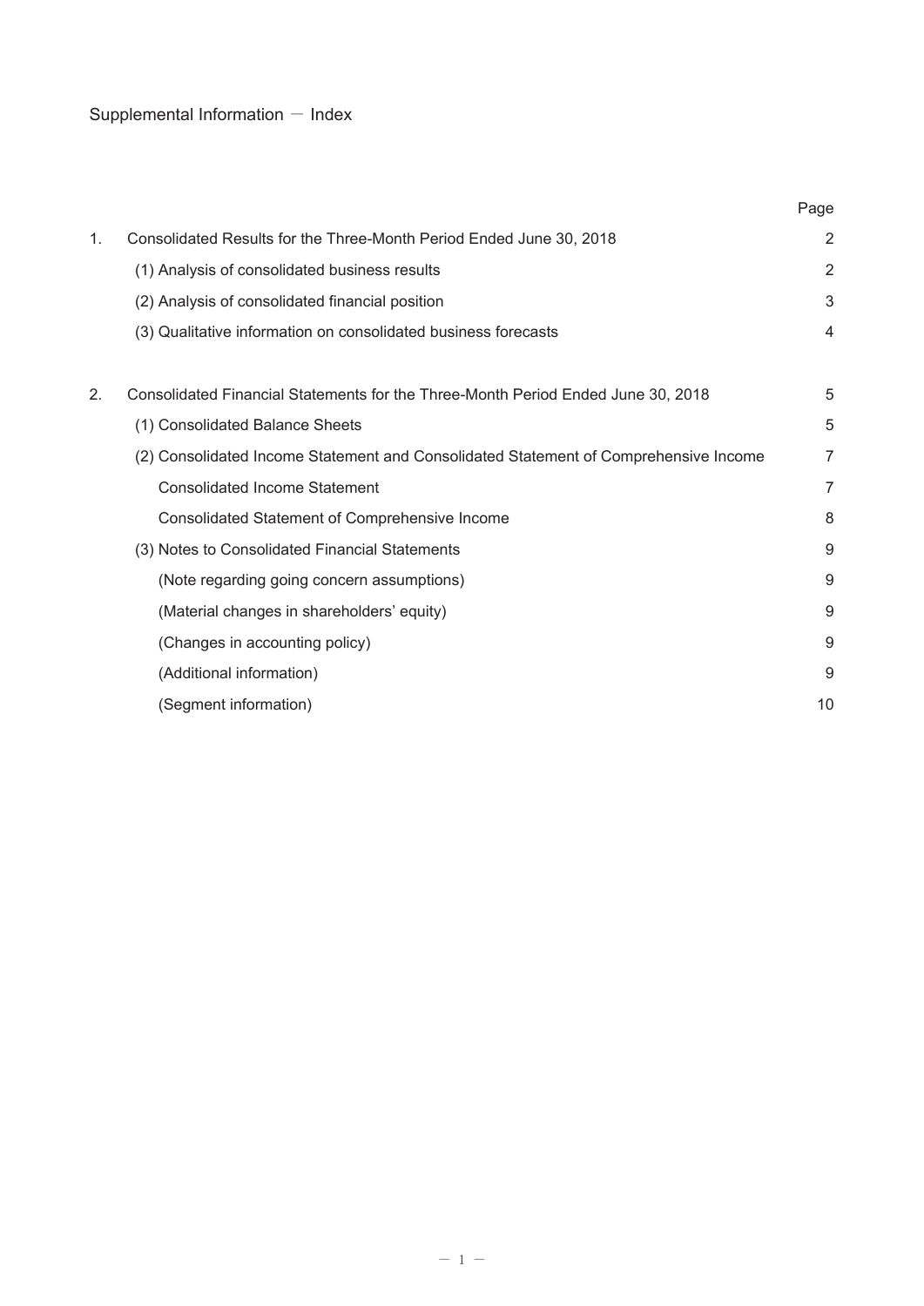# Supplemental Information － Index

| | | Page |
|---|---|---|
| 1. | Consolidated Results for the Three-Month Period Ended June 30, 2018 | 2 |
| | (1) Analysis of consolidated business results | 2 |
| | (2) Analysis of consolidated financial position | 3 |
| | (3) Qualitative information on consolidated business forecasts | 4 |
| 2. | Consolidated Financial Statements for the Three-Month Period Ended June 30, 2018 | 5 |
| | (1) Consolidated Balance Sheets | 5 |
| | (2) Consolidated Income Statement and Consolidated Statement of Comprehensive Income | 7 |
| | Consolidated Income Statement | 7 |
| | Consolidated Statement of Comprehensive Income | 8 |
| | (3) Notes to Consolidated Financial Statements | 9 |
| | (Note regarding going concern assumptions) | 9 |
| | (Material changes in shareholders' equity) | 9 |
| | (Changes in accounting policy) | 9 |
| | (Additional information) | 9 |
| | (Segment information) | 10 |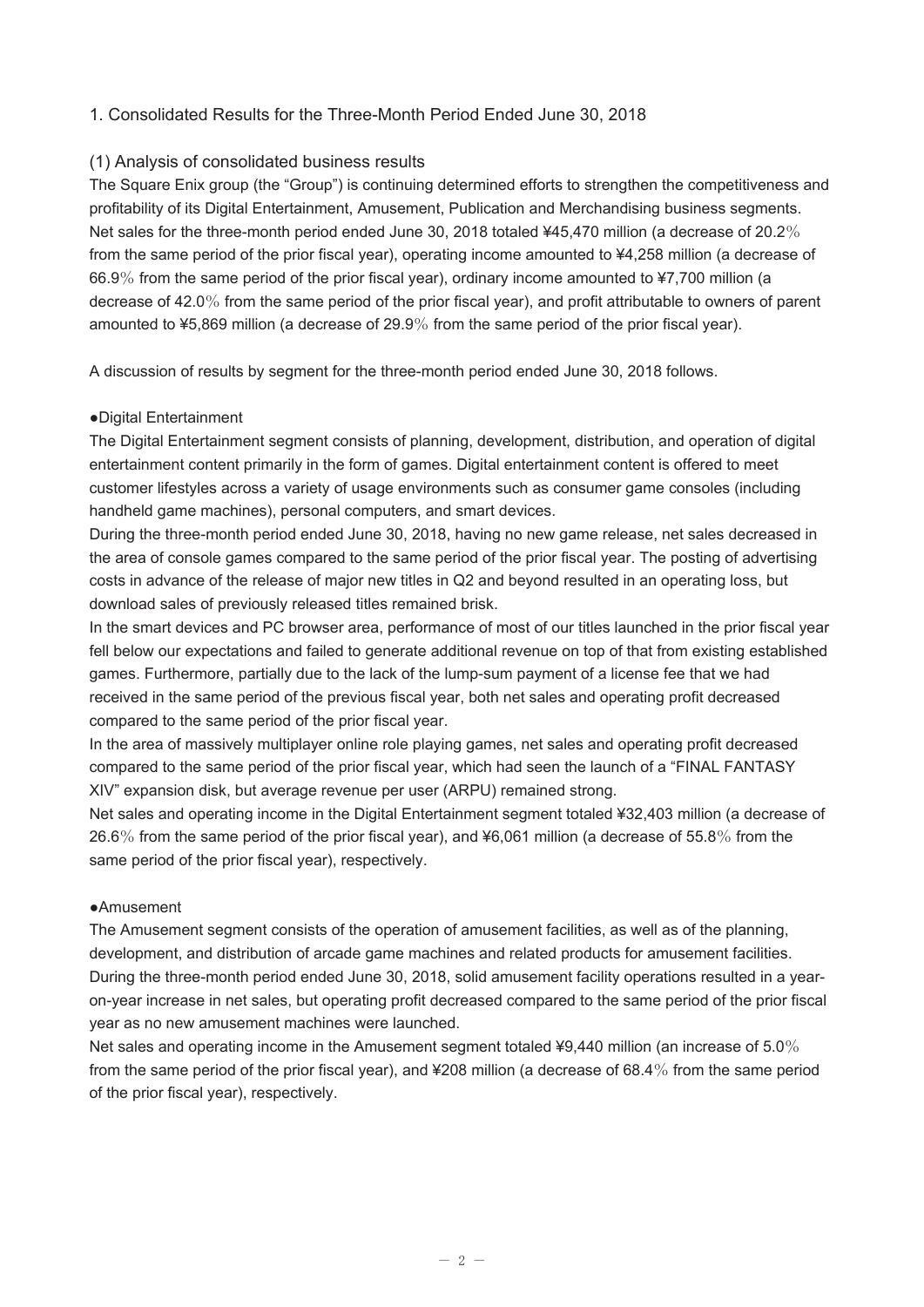## 1. Consolidated Results for the Three-Month Period Ended June 30, 2018

### (1) Analysis of consolidated business results

The Square Enix group (the "Group") is continuing determined efforts to strengthen the competitiveness and profitability of its Digital Entertainment, Amusement, Publication and Merchandising business segments. Net sales for the three-month period ended June 30, 2018 totaled ¥45,470 million (a decrease of 20.2% from the same period of the prior fiscal year), operating income amounted to ¥4,258 million (a decrease of 66.9% from the same period of the prior fiscal year), ordinary income amounted to ¥7,700 million (a decrease of 42.0% from the same period of the prior fiscal year), and profit attributable to owners of parent amounted to ¥5,869 million (a decrease of 29.9% from the same period of the prior fiscal year).

A discussion of results by segment for the three-month period ended June 30, 2018 follows.

●Digital Entertainment

The Digital Entertainment segment consists of planning, development, distribution, and operation of digital entertainment content primarily in the form of games. Digital entertainment content is offered to meet customer lifestyles across a variety of usage environments such as consumer game consoles (including handheld game machines), personal computers, and smart devices.

During the three-month period ended June 30, 2018, having no new game release, net sales decreased in the area of console games compared to the same period of the prior fiscal year. The posting of advertising costs in advance of the release of major new titles in Q2 and beyond resulted in an operating loss, but download sales of previously released titles remained brisk.

In the smart devices and PC browser area, performance of most of our titles launched in the prior fiscal year fell below our expectations and failed to generate additional revenue on top of that from existing established games. Furthermore, partially due to the lack of the lump-sum payment of a license fee that we had received in the same period of the previous fiscal year, both net sales and operating profit decreased compared to the same period of the prior fiscal year.

In the area of massively multiplayer online role playing games, net sales and operating profit decreased compared to the same period of the prior fiscal year, which had seen the launch of a "FINAL FANTASY XIV" expansion disk, but average revenue per user (ARPU) remained strong.

Net sales and operating income in the Digital Entertainment segment totaled ¥32,403 million (a decrease of 26.6% from the same period of the prior fiscal year), and ¥6,061 million (a decrease of 55.8% from the same period of the prior fiscal year), respectively.

●Amusement

The Amusement segment consists of the operation of amusement facilities, as well as of the planning, development, and distribution of arcade game machines and related products for amusement facilities.

During the three-month period ended June 30, 2018, solid amusement facility operations resulted in a year-on-year increase in net sales, but operating profit decreased compared to the same period of the prior fiscal year as no new amusement machines were launched.

Net sales and operating income in the Amusement segment totaled ¥9,440 million (an increase of 5.0% from the same period of the prior fiscal year), and ¥208 million (a decrease of 68.4% from the same period of the prior fiscal year), respectively.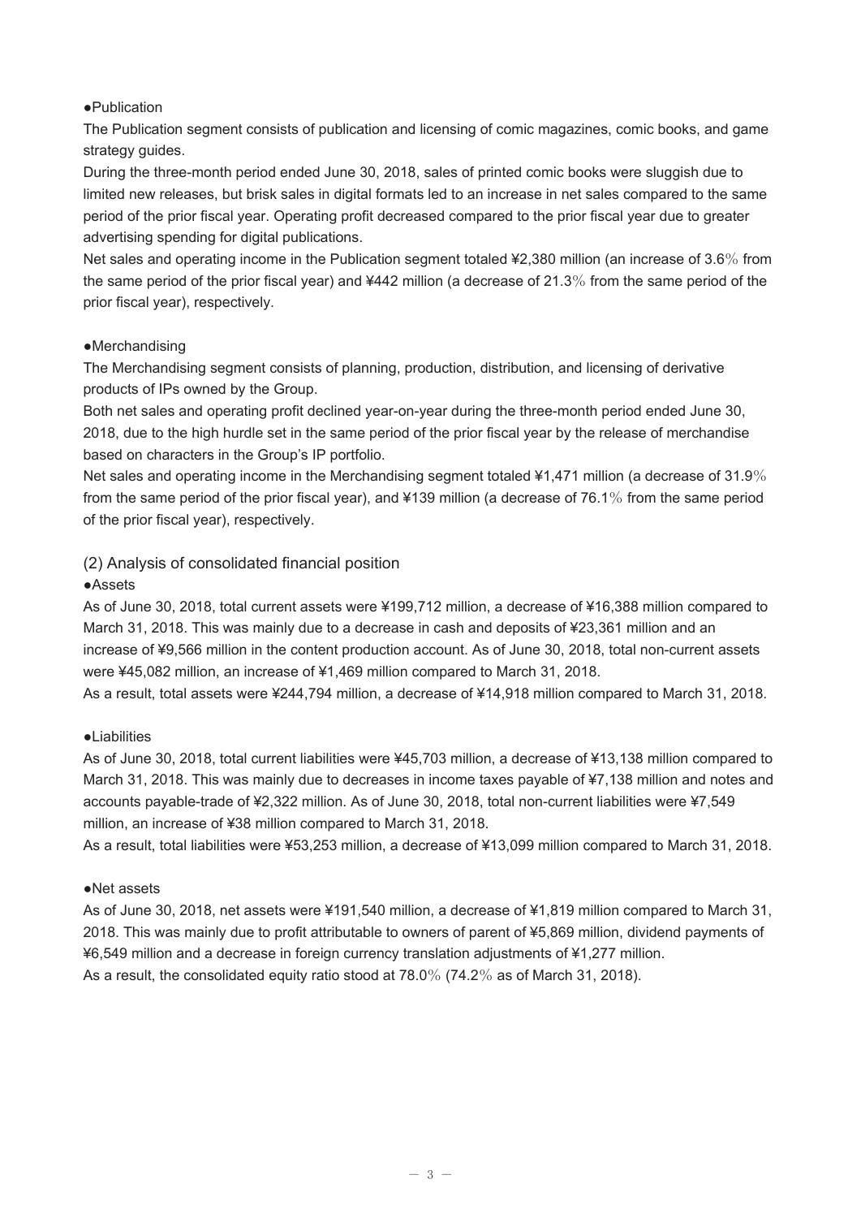●Publication

The Publication segment consists of publication and licensing of comic magazines, comic books, and game strategy guides.

During the three-month period ended June 30, 2018, sales of printed comic books were sluggish due to limited new releases, but brisk sales in digital formats led to an increase in net sales compared to the same period of the prior fiscal year. Operating profit decreased compared to the prior fiscal year due to greater advertising spending for digital publications.

Net sales and operating income in the Publication segment totaled ¥2,380 million (an increase of 3.6% from the same period of the prior fiscal year) and ¥442 million (a decrease of 21.3% from the same period of the prior fiscal year), respectively.

●Merchandising

The Merchandising segment consists of planning, production, distribution, and licensing of derivative products of IPs owned by the Group.

Both net sales and operating profit declined year-on-year during the three-month period ended June 30, 2018, due to the high hurdle set in the same period of the prior fiscal year by the release of merchandise based on characters in the Group's IP portfolio.

Net sales and operating income in the Merchandising segment totaled ¥1,471 million (a decrease of 31.9% from the same period of the prior fiscal year), and ¥139 million (a decrease of 76.1% from the same period of the prior fiscal year), respectively.

## (2) Analysis of consolidated financial position

●Assets

As of June 30, 2018, total current assets were ¥199,712 million, a decrease of ¥16,388 million compared to March 31, 2018. This was mainly due to a decrease in cash and deposits of ¥23,361 million and an increase of ¥9,566 million in the content production account. As of June 30, 2018, total non-current assets were ¥45,082 million, an increase of ¥1,469 million compared to March 31, 2018.

As a result, total assets were ¥244,794 million, a decrease of ¥14,918 million compared to March 31, 2018.

●Liabilities

As of June 30, 2018, total current liabilities were ¥45,703 million, a decrease of ¥13,138 million compared to March 31, 2018. This was mainly due to decreases in income taxes payable of ¥7,138 million and notes and accounts payable-trade of ¥2,322 million. As of June 30, 2018, total non-current liabilities were ¥7,549 million, an increase of ¥38 million compared to March 31, 2018.

As a result, total liabilities were ¥53,253 million, a decrease of ¥13,099 million compared to March 31, 2018.

●Net assets

As of June 30, 2018, net assets were ¥191,540 million, a decrease of ¥1,819 million compared to March 31, 2018. This was mainly due to profit attributable to owners of parent of ¥5,869 million, dividend payments of ¥6,549 million and a decrease in foreign currency translation adjustments of ¥1,277 million.

As a result, the consolidated equity ratio stood at 78.0% (74.2% as of March 31, 2018).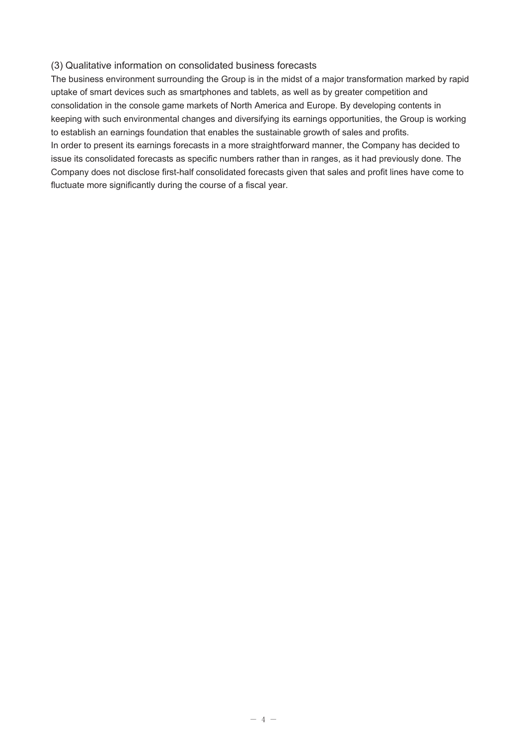### (3) Qualitative information on consolidated business forecasts

The business environment surrounding the Group is in the midst of a major transformation marked by rapid uptake of smart devices such as smartphones and tablets, as well as by greater competition and consolidation in the console game markets of North America and Europe. By developing contents in keeping with such environmental changes and diversifying its earnings opportunities, the Group is working to establish an earnings foundation that enables the sustainable growth of sales and profits.

In order to present its earnings forecasts in a more straightforward manner, the Company has decided to issue its consolidated forecasts as specific numbers rather than in ranges, as it had previously done. The Company does not disclose first-half consolidated forecasts given that sales and profit lines have come to fluctuate more significantly during the course of a fiscal year.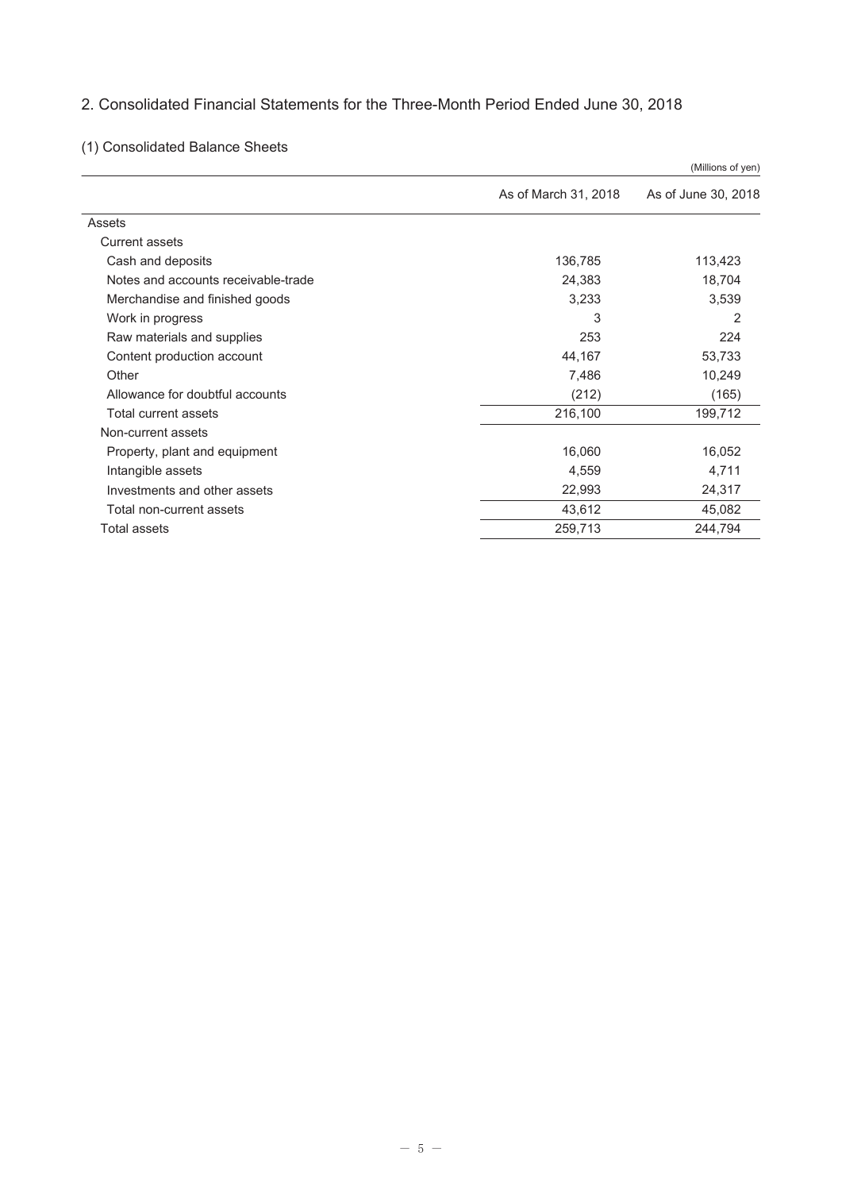## 2. Consolidated Financial Statements for the Three-Month Period Ended June 30, 2018

### (1) Consolidated Balance Sheets

(Millions of yen)

| | As of March 31, 2018 | As of June 30, 2018 |
|---|---|---|
| Assets | | |
| Current assets | | |
| Cash and deposits | 136,785 | 113,423 |
| Notes and accounts receivable-trade | 24,383 | 18,704 |
| Merchandise and finished goods | 3,233 | 3,539 |
| Work in progress | 3 | 2 |
| Raw materials and supplies | 253 | 224 |
| Content production account | 44,167 | 53,733 |
| Other | 7,486 | 10,249 |
| Allowance for doubtful accounts | (212) | (165) |
| Total current assets | 216,100 | 199,712 |
| Non-current assets | | |
| Property, plant and equipment | 16,060 | 16,052 |
| Intangible assets | 4,559 | 4,711 |
| Investments and other assets | 22,993 | 24,317 |
| Total non-current assets | 43,612 | 45,082 |
| Total assets | 259,713 | 244,794 |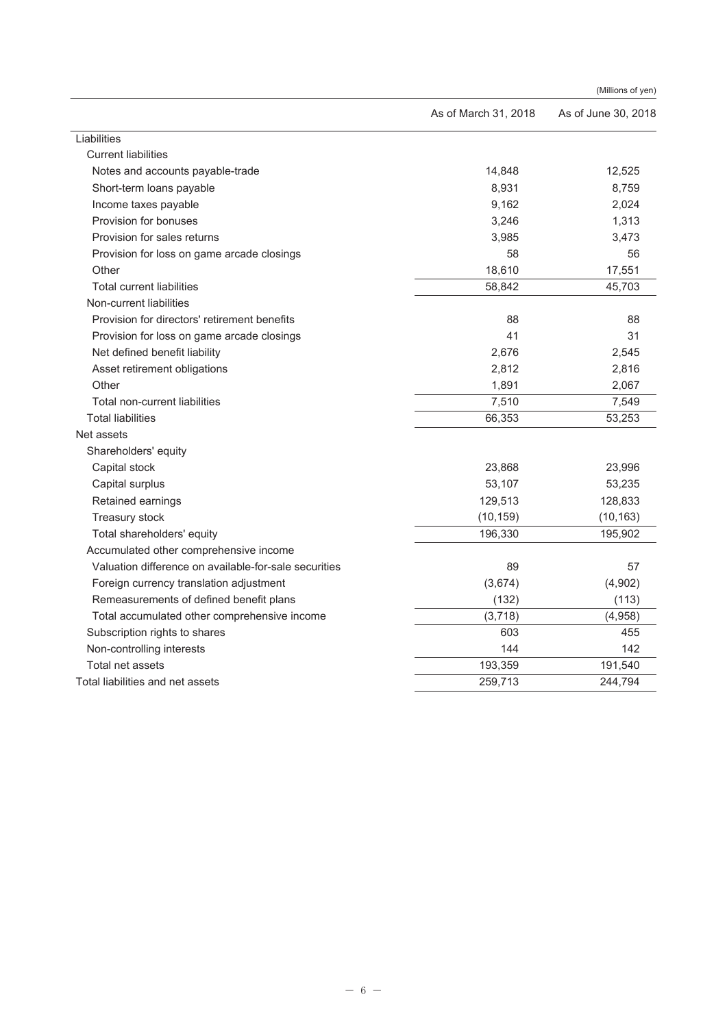(Millions of yen)

| | As of March 31, 2018 | As of June 30, 2018 |
|---|---|---|
| Liabilities | | |
| Current liabilities | | |
| Notes and accounts payable-trade | 14,848 | 12,525 |
| Short-term loans payable | 8,931 | 8,759 |
| Income taxes payable | 9,162 | 2,024 |
| Provision for bonuses | 3,246 | 1,313 |
| Provision for sales returns | 3,985 | 3,473 |
| Provision for loss on game arcade closings | 58 | 56 |
| Other | 18,610 | 17,551 |
| Total current liabilities | 58,842 | 45,703 |
| Non-current liabilities | | |
| Provision for directors' retirement benefits | 88 | 88 |
| Provision for loss on game arcade closings | 41 | 31 |
| Net defined benefit liability | 2,676 | 2,545 |
| Asset retirement obligations | 2,812 | 2,816 |
| Other | 1,891 | 2,067 |
| Total non-current liabilities | 7,510 | 7,549 |
| Total liabilities | 66,353 | 53,253 |
| Net assets | | |
| Shareholders' equity | | |
| Capital stock | 23,868 | 23,996 |
| Capital surplus | 53,107 | 53,235 |
| Retained earnings | 129,513 | 128,833 |
| Treasury stock | (10,159) | (10,163) |
| Total shareholders' equity | 196,330 | 195,902 |
| Accumulated other comprehensive income | | |
| Valuation difference on available-for-sale securities | 89 | 57 |
| Foreign currency translation adjustment | (3,674) | (4,902) |
| Remeasurements of defined benefit plans | (132) | (113) |
| Total accumulated other comprehensive income | (3,718) | (4,958) |
| Subscription rights to shares | 603 | 455 |
| Non-controlling interests | 144 | 142 |
| Total net assets | 193,359 | 191,540 |
| Total liabilities and net assets | 259,713 | 244,794 |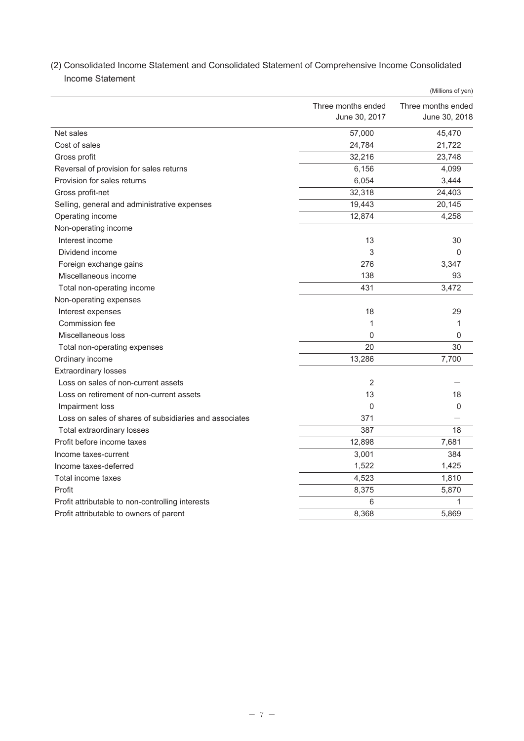(2) Consolidated Income Statement and Consolidated Statement of Comprehensive Income Consolidated Income Statement

(Millions of yen)

| | Three months ended June 30, 2017 | Three months ended June 30, 2018 |
|---|---|---|
| Net sales | 57,000 | 45,470 |
| Cost of sales | 24,784 | 21,722 |
| Gross profit | 32,216 | 23,748 |
| Reversal of provision for sales returns | 6,156 | 4,099 |
| Provision for sales returns | 6,054 | 3,444 |
| Gross profit-net | 32,318 | 24,403 |
| Selling, general and administrative expenses | 19,443 | 20,145 |
| Operating income | 12,874 | 4,258 |
| Non-operating income | | |
| Interest income | 13 | 30 |
| Dividend income | 3 | 0 |
| Foreign exchange gains | 276 | 3,347 |
| Miscellaneous income | 138 | 93 |
| Total non-operating income | 431 | 3,472 |
| Non-operating expenses | | |
| Interest expenses | 18 | 29 |
| Commission fee | 1 | 1 |
| Miscellaneous loss | 0 | 0 |
| Total non-operating expenses | 20 | 30 |
| Ordinary income | 13,286 | 7,700 |
| Extraordinary losses | | |
| Loss on sales of non-current assets | 2 | — |
| Loss on retirement of non-current assets | 13 | 18 |
| Impairment loss | 0 | 0 |
| Loss on sales of shares of subsidiaries and associates | 371 | — |
| Total extraordinary losses | 387 | 18 |
| Profit before income taxes | 12,898 | 7,681 |
| Income taxes-current | 3,001 | 384 |
| Income taxes-deferred | 1,522 | 1,425 |
| Total income taxes | 4,523 | 1,810 |
| Profit | 8,375 | 5,870 |
| Profit attributable to non-controlling interests | 6 | 1 |
| Profit attributable to owners of parent | 8,368 | 5,869 |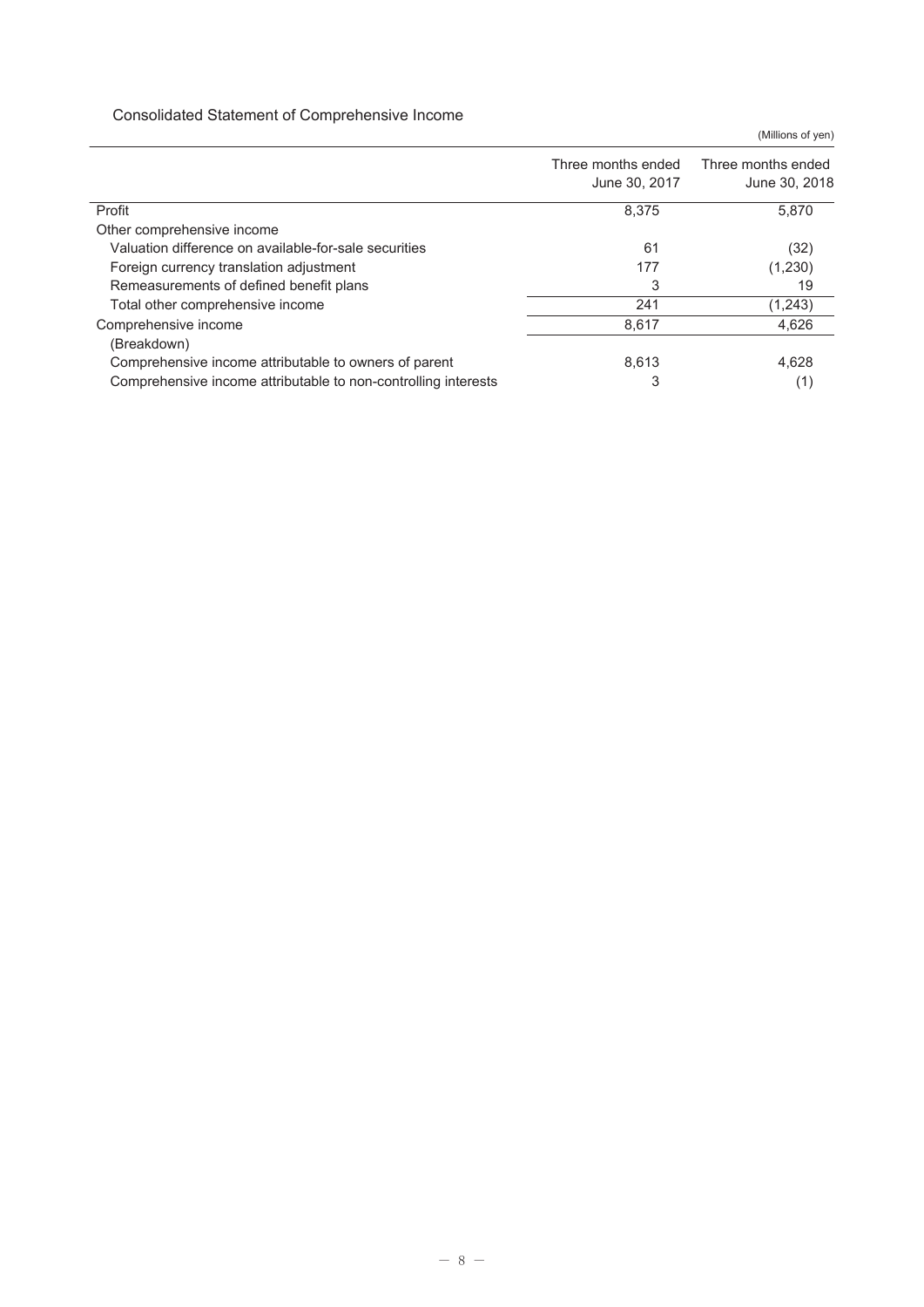## Consolidated Statement of Comprehensive Income

(Millions of yen)

| | Three months ended June 30, 2017 | Three months ended June 30, 2018 |
|---|---|---|
| Profit | 8,375 | 5,870 |
| Other comprehensive income | | |
| Valuation difference on available-for-sale securities | 61 | (32) |
| Foreign currency translation adjustment | 177 | (1,230) |
| Remeasurements of defined benefit plans | 3 | 19 |
| Total other comprehensive income | 241 | (1,243) |
| Comprehensive income | 8,617 | 4,626 |
| (Breakdown) | | |
| Comprehensive income attributable to owners of parent | 8,613 | 4,628 |
| Comprehensive income attributable to non-controlling interests | 3 | (1) |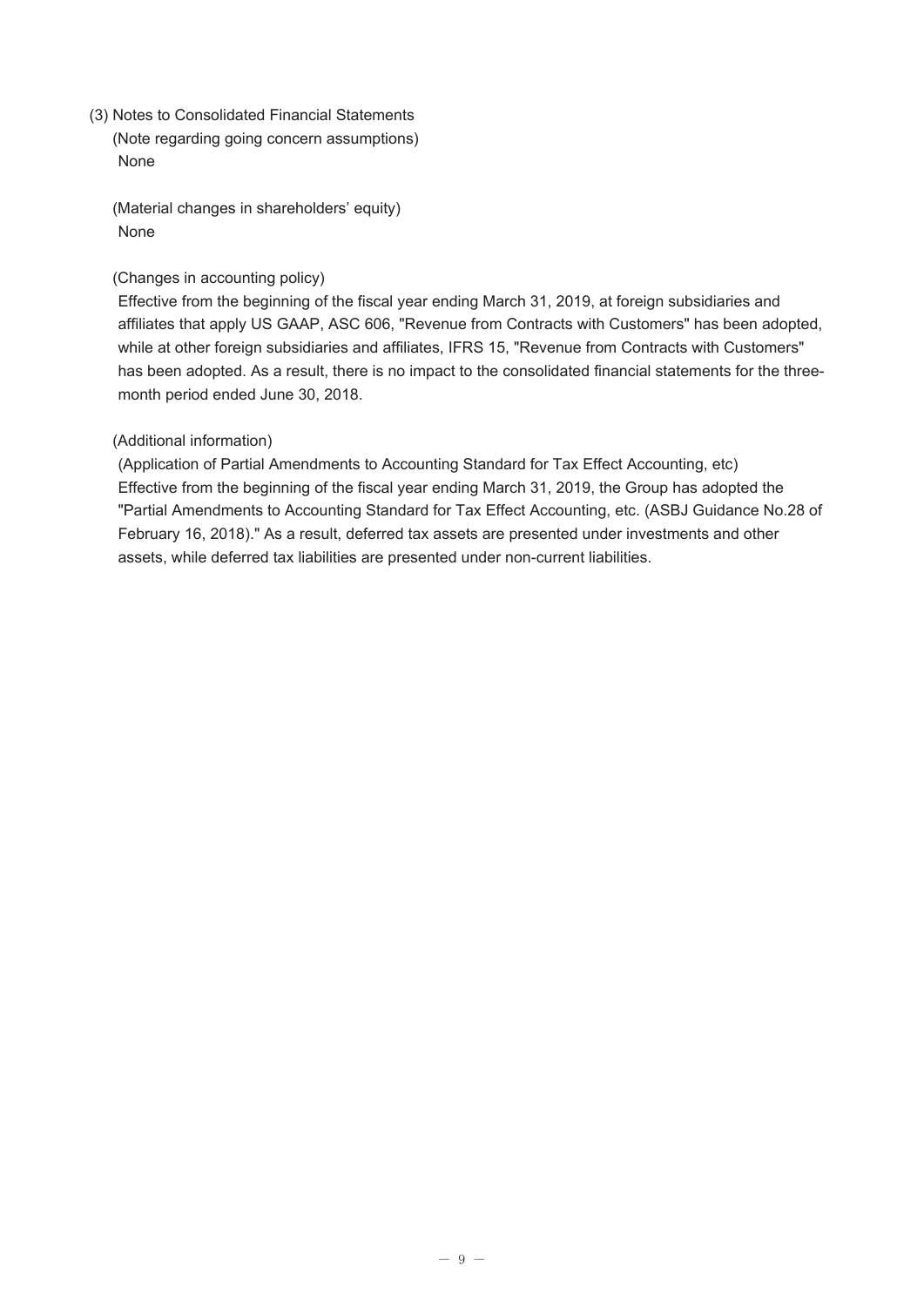### (3) Notes to Consolidated Financial Statements

(Note regarding going concern assumptions)

None

(Material changes in shareholders' equity)

None

(Changes in accounting policy)

Effective from the beginning of the fiscal year ending March 31, 2019, at foreign subsidiaries and affiliates that apply US GAAP, ASC 606, "Revenue from Contracts with Customers" has been adopted, while at other foreign subsidiaries and affiliates, IFRS 15, "Revenue from Contracts with Customers" has been adopted. As a result, there is no impact to the consolidated financial statements for the three-month period ended June 30, 2018.

(Additional information)

(Application of Partial Amendments to Accounting Standard for Tax Effect Accounting, etc)

Effective from the beginning of the fiscal year ending March 31, 2019, the Group has adopted the "Partial Amendments to Accounting Standard for Tax Effect Accounting, etc. (ASBJ Guidance No.28 of February 16, 2018)." As a result, deferred tax assets are presented under investments and other assets, while deferred tax liabilities are presented under non-current liabilities.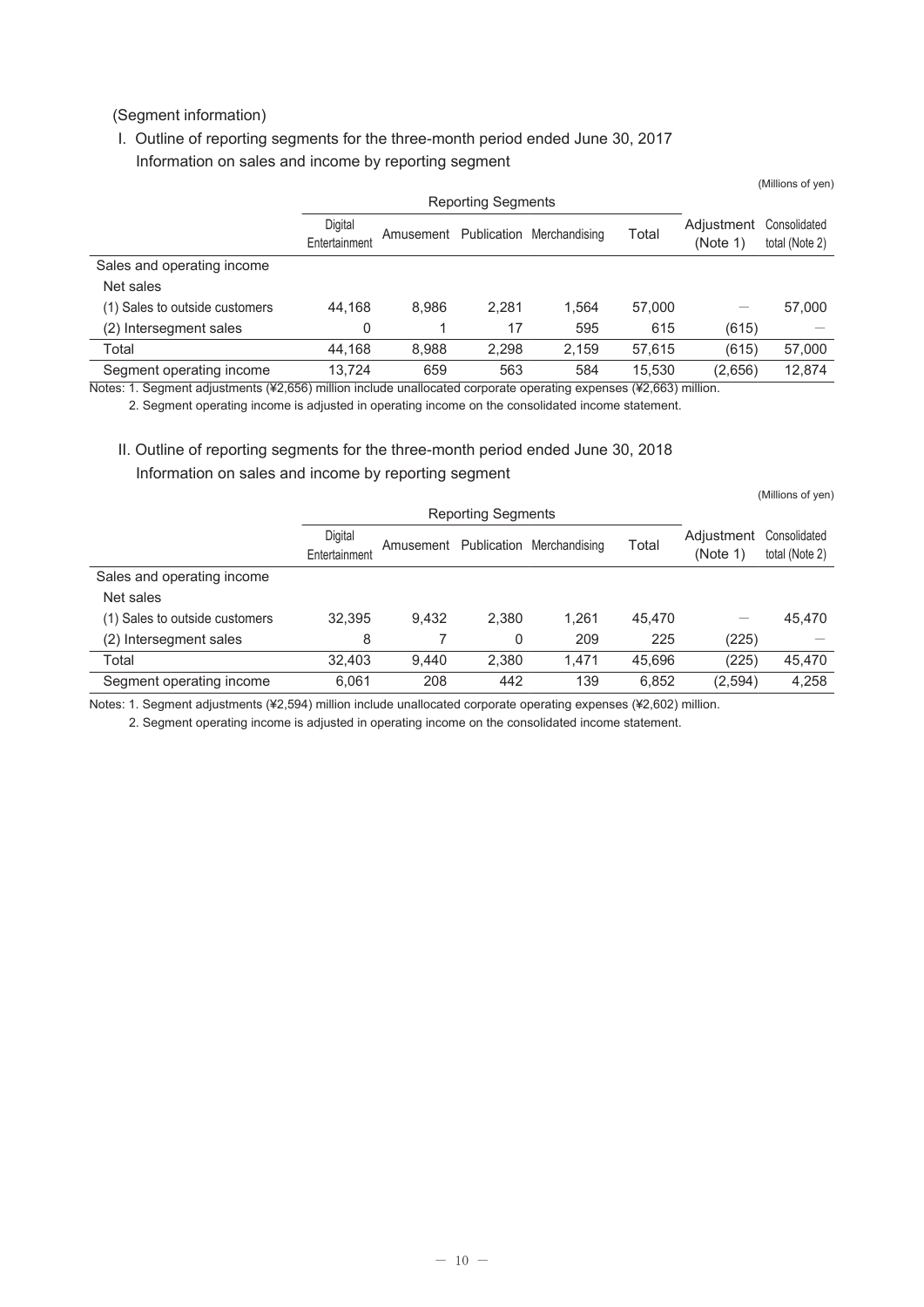(Segment information)

I. Outline of reporting segments for the three-month period ended June 30, 2017

Information on sales and income by reporting segment

(Millions of yen)

| | Reporting Segments | | | | | Adjustment (Note 1) | Consolidated total (Note 2) |
|---|---|---|---|---|---|---|---|
| | Digital Entertainment | Amusement | Publication | Merchandising | Total | | |
| Sales and operating income | | | | | | | |
| Net sales | | | | | | | |
| (1) Sales to outside customers | 44,168 | 8,986 | 2,281 | 1,564 | 57,000 | — | 57,000 |
| (2) Intersegment sales | 0 | 1 | 17 | 595 | 615 | (615) | — |
| Total | 44,168 | 8,988 | 2,298 | 2,159 | 57,615 | (615) | 57,000 |
| Segment operating income | 13,724 | 659 | 563 | 584 | 15,530 | (2,656) | 12,874 |

Notes: 1. Segment adjustments (¥2,656) million include unallocated corporate operating expenses (¥2,663) million.

2. Segment operating income is adjusted in operating income on the consolidated income statement.

II. Outline of reporting segments for the three-month period ended June 30, 2018

Information on sales and income by reporting segment

(Millions of yen)

| | Reporting Segments | | | | | Adjustment (Note 1) | Consolidated total (Note 2) |
|---|---|---|---|---|---|---|---|
| | Digital Entertainment | Amusement | Publication | Merchandising | Total | | |
| Sales and operating income | | | | | | | |
| Net sales | | | | | | | |
| (1) Sales to outside customers | 32,395 | 9,432 | 2,380 | 1,261 | 45,470 | — | 45,470 |
| (2) Intersegment sales | 8 | 7 | 0 | 209 | 225 | (225) | — |
| Total | 32,403 | 9,440 | 2,380 | 1,471 | 45,696 | (225) | 45,470 |
| Segment operating income | 6,061 | 208 | 442 | 139 | 6,852 | (2,594) | 4,258 |

Notes: 1. Segment adjustments (¥2,594) million include unallocated corporate operating expenses (¥2,602) million.

2. Segment operating income is adjusted in operating income on the consolidated income statement.